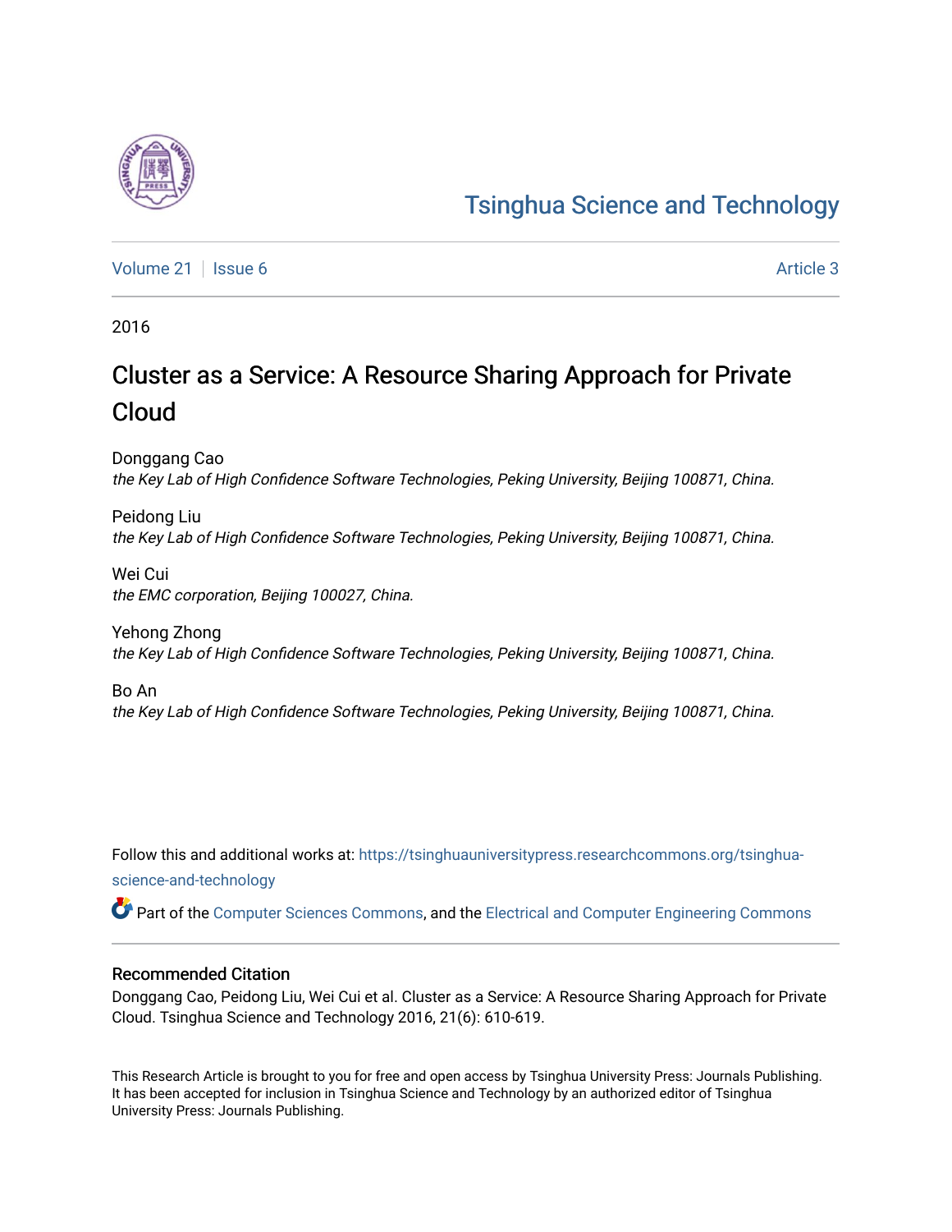# Tsinghua Science and Technology

Volume 21 | Issue 6 | Article 3

2016

# Cluster as a Service: A Resource Sharing Approach for Private Cloud

Donggang Cao
*the Key Lab of High Confidence Software Technologies, Peking University, Beijing 100871, China.*

Peidong Liu
*the Key Lab of High Confidence Software Technologies, Peking University, Beijing 100871, China.*

Wei Cui
*the EMC corporation, Beijing 100027, China.*

Yehong Zhong
*the Key Lab of High Confidence Software Technologies, Peking University, Beijing 100871, China.*

Bo An
*the Key Lab of High Confidence Software Technologies, Peking University, Beijing 100871, China.*

Follow this and additional works at: https://tsinghuauniversitypress.researchcommons.org/tsinghua-science-and-technology

Part of the Computer Sciences Commons, and the Electrical and Computer Engineering Commons

## Recommended Citation

Donggang Cao, Peidong Liu, Wei Cui et al. Cluster as a Service: A Resource Sharing Approach for Private Cloud. Tsinghua Science and Technology 2016, 21(6): 610-619.

This Research Article is brought to you for free and open access by Tsinghua University Press: Journals Publishing. It has been accepted for inclusion in Tsinghua Science and Technology by an authorized editor of Tsinghua University Press: Journals Publishing.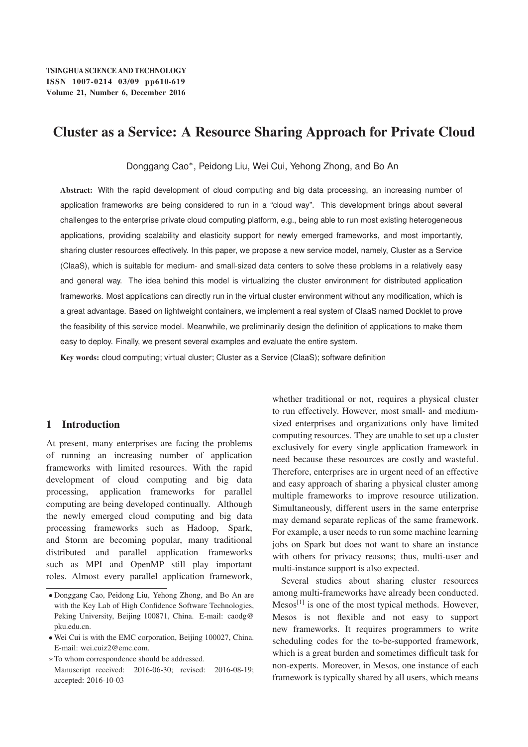# Cluster as a Service: A Resource Sharing Approach for Private Cloud

Donggang Cao*, Peidong Liu, Wei Cui, Yehong Zhong, and Bo An

**Abstract:** With the rapid development of cloud computing and big data processing, an increasing number of application frameworks are being considered to run in a "cloud way". This development brings about several challenges to the enterprise private cloud computing platform, e.g., being able to run most existing heterogeneous applications, providing scalability and elasticity support for newly emerged frameworks, and most importantly, sharing cluster resources effectively. In this paper, we propose a new service model, namely, Cluster as a Service (ClaaS), which is suitable for medium- and small-sized data centers to solve these problems in a relatively easy and general way. The idea behind this model is virtualizing the cluster environment for distributed application frameworks. Most applications can directly run in the virtual cluster environment without any modification, which is a great advantage. Based on lightweight containers, we implement a real system of ClaaS named Docklet to prove the feasibility of this service model. Meanwhile, we preliminarily design the definition of applications to make them easy to deploy. Finally, we present several examples and evaluate the entire system.

**Key words:** cloud computing; virtual cluster; Cluster as a Service (ClaaS); software definition

## 1 Introduction

At present, many enterprises are facing the problems of running an increasing number of application frameworks with limited resources. With the rapid development of cloud computing and big data processing, application frameworks for parallel computing are being developed continually. Although the newly emerged cloud computing and big data processing frameworks such as Hadoop, Spark, and Storm are becoming popular, many traditional distributed and parallel application frameworks such as MPI and OpenMP still play important roles. Almost every parallel application framework, whether traditional or not, requires a physical cluster to run effectively. However, most small- and medium-sized enterprises and organizations only have limited computing resources. They are unable to set up a cluster exclusively for every single application framework in need because these resources are costly and wasteful. Therefore, enterprises are in urgent need of an effective and easy approach of sharing a physical cluster among multiple frameworks to improve resource utilization. Simultaneously, different users in the same enterprise may demand separate replicas of the same framework. For example, a user needs to run some machine learning jobs on Spark but does not want to share an instance with others for privacy reasons; thus, multi-user and multi-instance support is also expected.

Several studies about sharing cluster resources among multi-frameworks have already been conducted. Mesos[1] is one of the most typical methods. However, Mesos is not flexible and not easy to support new frameworks. It requires programmers to write scheduling codes for the to-be-supported framework, which is a great burden and sometimes difficult task for non-experts. Moreover, in Mesos, one instance of each framework is typically shared by all users, which means

- Donggang Cao, Peidong Liu, Yehong Zhong, and Bo An are with the Key Lab of High Confidence Software Technologies, Peking University, Beijing 100871, China. E-mail: caodg@pku.edu.cn.
- Wei Cui is with the EMC corporation, Beijing 100027, China. E-mail: wei.cuiz2@emc.com.

* To whom correspondence should be addressed.
Manuscript received: 2016-06-30; revised: 2016-08-19; accepted: 2016-10-03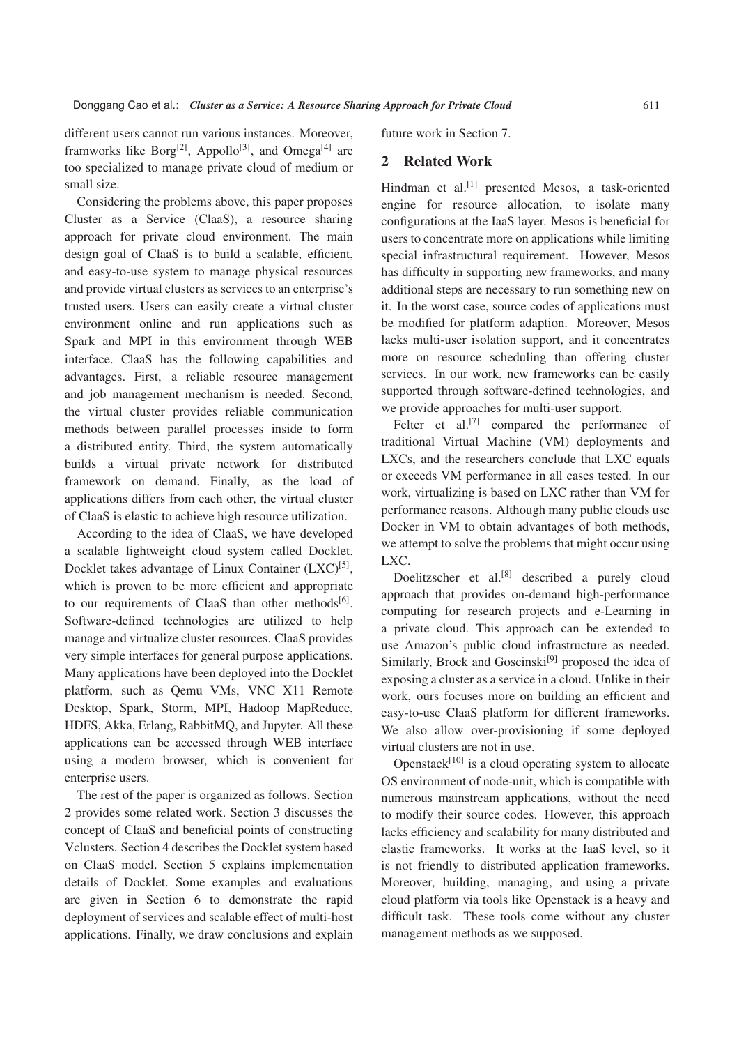different users cannot run various instances. Moreover, framworks like Borg[2], Appollo[3], and Omega[4] are too specialized to manage private cloud of medium or small size.

Considering the problems above, this paper proposes Cluster as a Service (ClaaS), a resource sharing approach for private cloud environment. The main design goal of ClaaS is to build a scalable, efficient, and easy-to-use system to manage physical resources and provide virtual clusters as services to an enterprise's trusted users. Users can easily create a virtual cluster environment online and run applications such as Spark and MPI in this environment through WEB interface. ClaaS has the following capabilities and advantages. First, a reliable resource management and job management mechanism is needed. Second, the virtual cluster provides reliable communication methods between parallel processes inside to form a distributed entity. Third, the system automatically builds a virtual private network for distributed framework on demand. Finally, as the load of applications differs from each other, the virtual cluster of ClaaS is elastic to achieve high resource utilization.

According to the idea of ClaaS, we have developed a scalable lightweight cloud system called Docklet. Docklet takes advantage of Linux Container (LXC)[5], which is proven to be more efficient and appropriate to our requirements of ClaaS than other methods[6]. Software-defined technologies are utilized to help manage and virtualize cluster resources. ClaaS provides very simple interfaces for general purpose applications. Many applications have been deployed into the Docklet platform, such as Qemu VMs, VNC X11 Remote Desktop, Spark, Storm, MPI, Hadoop MapReduce, HDFS, Akka, Erlang, RabbitMQ, and Jupyter. All these applications can be accessed through WEB interface using a modern browser, which is convenient for enterprise users.

The rest of the paper is organized as follows. Section 2 provides some related work. Section 3 discusses the concept of ClaaS and beneficial points of constructing Vclusters. Section 4 describes the Docklet system based on ClaaS model. Section 5 explains implementation details of Docklet. Some examples and evaluations are given in Section 6 to demonstrate the rapid deployment of services and scalable effect of multi-host applications. Finally, we draw conclusions and explain future work in Section 7.

## 2 Related Work

Hindman et al.[1] presented Mesos, a task-oriented engine for resource allocation, to isolate many configurations at the IaaS layer. Mesos is beneficial for users to concentrate more on applications while limiting special infrastructural requirement. However, Mesos has difficulty in supporting new frameworks, and many additional steps are necessary to run something new on it. In the worst case, source codes of applications must be modified for platform adaption. Moreover, Mesos lacks multi-user isolation support, and it concentrates more on resource scheduling than offering cluster services. In our work, new frameworks can be easily supported through software-defined technologies, and we provide approaches for multi-user support.

Felter et al.[7] compared the performance of traditional Virtual Machine (VM) deployments and LXCs, and the researchers conclude that LXC equals or exceeds VM performance in all cases tested. In our work, virtualizing is based on LXC rather than VM for performance reasons. Although many public clouds use Docker in VM to obtain advantages of both methods, we attempt to solve the problems that might occur using LXC.

Doelitzscher et al.[8] described a purely cloud approach that provides on-demand high-performance computing for research projects and e-Learning in a private cloud. This approach can be extended to use Amazon's public cloud infrastructure as needed. Similarly, Brock and Goscinski[9] proposed the idea of exposing a cluster as a service in a cloud. Unlike in their work, ours focuses more on building an efficient and easy-to-use ClaaS platform for different frameworks. We also allow over-provisioning if some deployed virtual clusters are not in use.

Openstack[10] is a cloud operating system to allocate OS environment of node-unit, which is compatible with numerous mainstream applications, without the need to modify their source codes. However, this approach lacks efficiency and scalability for many distributed and elastic frameworks. It works at the IaaS level, so it is not friendly to distributed application frameworks. Moreover, building, managing, and using a private cloud platform via tools like Openstack is a heavy and difficult task. These tools come without any cluster management methods as we supposed.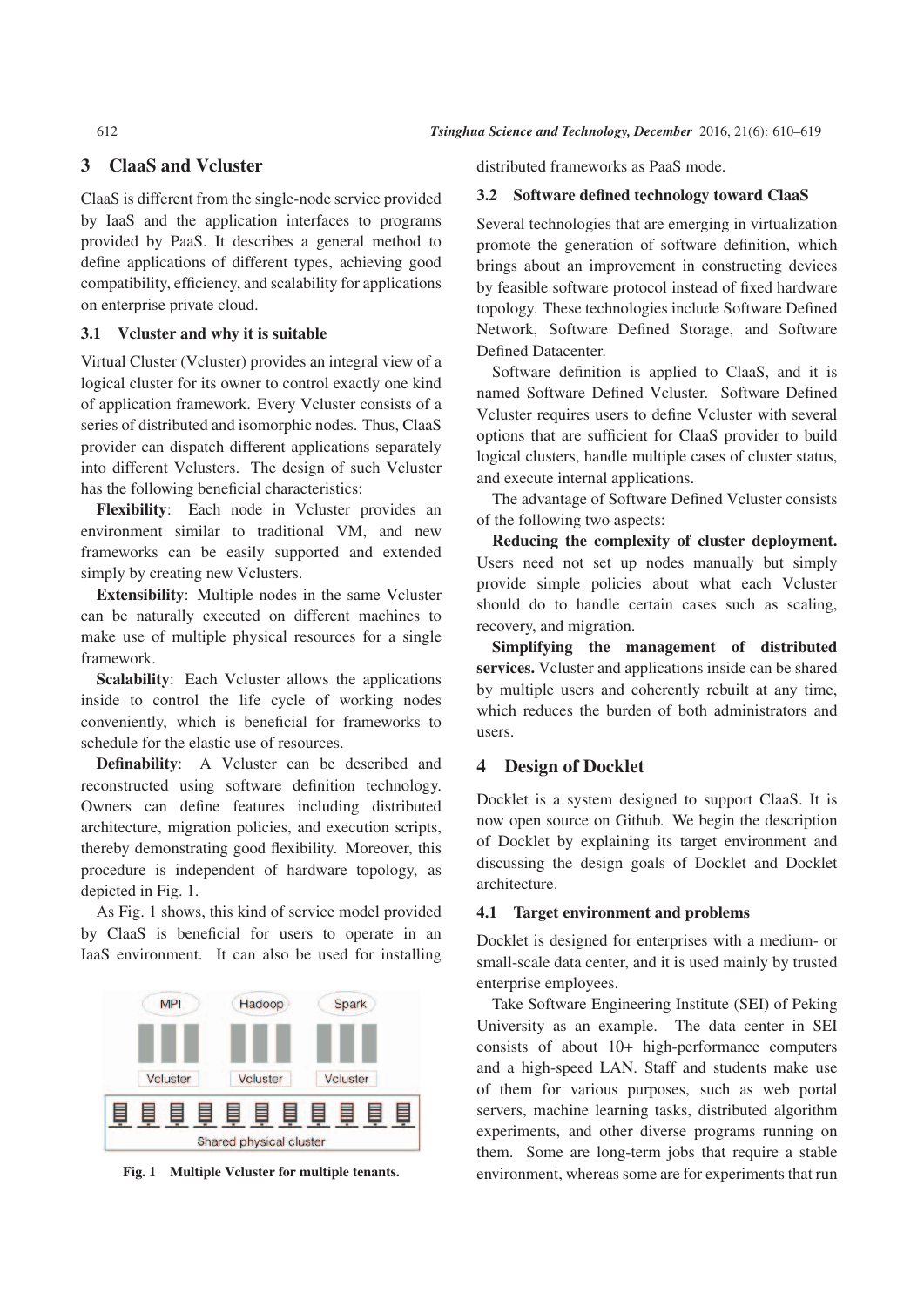## 3 ClaaS and Vcluster

ClaaS is different from the single-node service provided by IaaS and the application interfaces to programs provided by PaaS. It describes a general method to define applications of different types, achieving good compatibility, efficiency, and scalability for applications on enterprise private cloud.

### 3.1 Vcluster and why it is suitable

Virtual Cluster (Vcluster) provides an integral view of a logical cluster for its owner to control exactly one kind of application framework. Every Vcluster consists of a series of distributed and isomorphic nodes. Thus, ClaaS provider can dispatch different applications separately into different Vclusters. The design of such Vcluster has the following beneficial characteristics:

**Flexibility**: Each node in Vcluster provides an environment similar to traditional VM, and new frameworks can be easily supported and extended simply by creating new Vclusters.

**Extensibility**: Multiple nodes in the same Vcluster can be naturally executed on different machines to make use of multiple physical resources for a single framework.

**Scalability**: Each Vcluster allows the applications inside to control the life cycle of working nodes conveniently, which is beneficial for frameworks to schedule for the elastic use of resources.

**Definability**: A Vcluster can be described and reconstructed using software definition technology. Owners can define features including distributed architecture, migration policies, and execution scripts, thereby demonstrating good flexibility. Moreover, this procedure is independent of hardware topology, as depicted in Fig. 1.

As Fig. 1 shows, this kind of service model provided by ClaaS is beneficial for users to operate in an IaaS environment. It can also be used for installing distributed frameworks as PaaS mode.

MPI
Hadoop
Spark
Vcluster
Vcluster
Vcluster
Shared physical cluster

**Fig. 1 Multiple Vcluster for multiple tenants.**

### 3.2 Software defined technology toward ClaaS

Several technologies that are emerging in virtualization promote the generation of software definition, which brings about an improvement in constructing devices by feasible software protocol instead of fixed hardware topology. These technologies include Software Defined Network, Software Defined Storage, and Software Defined Datacenter.

Software definition is applied to ClaaS, and it is named Software Defined Vcluster. Software Defined Vcluster requires users to define Vcluster with several options that are sufficient for ClaaS provider to build logical clusters, handle multiple cases of cluster status, and execute internal applications.

The advantage of Software Defined Vcluster consists of the following two aspects:

**Reducing the complexity of cluster deployment.** Users need not set up nodes manually but simply provide simple policies about what each Vcluster should do to handle certain cases such as scaling, recovery, and migration.

**Simplifying the management of distributed services.** Vcluster and applications inside can be shared by multiple users and coherently rebuilt at any time, which reduces the burden of both administrators and users.

## 4 Design of Docklet

Docklet is a system designed to support ClaaS. It is now open source on Github. We begin the description of Docklet by explaining its target environment and discussing the design goals of Docklet and Docklet architecture.

### 4.1 Target environment and problems

Docklet is designed for enterprises with a medium- or small-scale data center, and it is used mainly by trusted enterprise employees.

Take Software Engineering Institute (SEI) of Peking University as an example. The data center in SEI consists of about 10+ high-performance computers and a high-speed LAN. Staff and students make use of them for various purposes, such as web portal servers, machine learning tasks, distributed algorithm experiments, and other diverse programs running on them. Some are long-term jobs that require a stable environment, whereas some are for experiments that run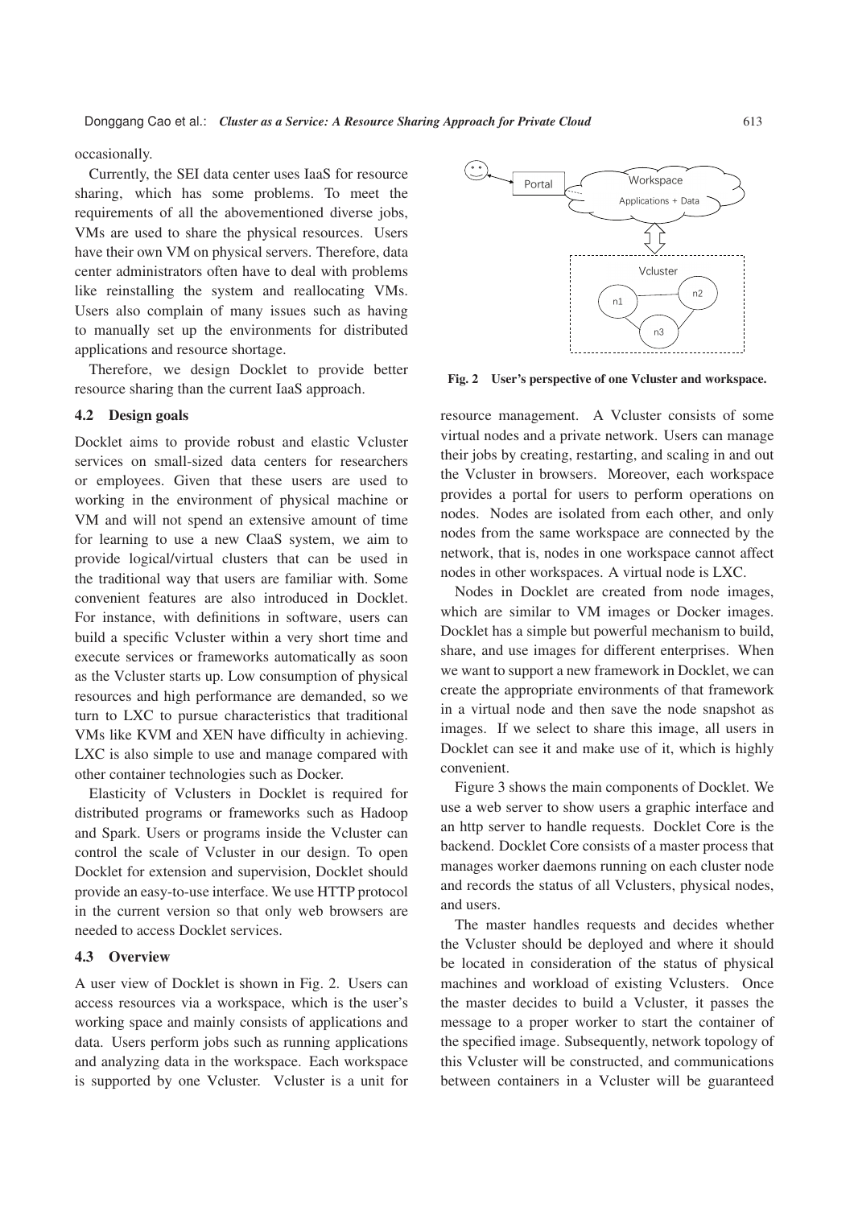occasionally.

Currently, the SEI data center uses IaaS for resource sharing, which has some problems. To meet the requirements of all the abovementioned diverse jobs, VMs are used to share the physical resources. Users have their own VM on physical servers. Therefore, data center administrators often have to deal with problems like reinstalling the system and reallocating VMs. Users also complain of many issues such as having to manually set up the environments for distributed applications and resource shortage.

Therefore, we design Docklet to provide better resource sharing than the current IaaS approach.

### 4.2 Design goals

Docklet aims to provide robust and elastic Vcluster services on small-sized data centers for researchers or employees. Given that these users are used to working in the environment of physical machine or VM and will not spend an extensive amount of time for learning to use a new ClaaS system, we aim to provide logical/virtual clusters that can be used in the traditional way that users are familiar with. Some convenient features are also introduced in Docklet. For instance, with definitions in software, users can build a specific Vcluster within a very short time and execute services or frameworks automatically as soon as the Vcluster starts up. Low consumption of physical resources and high performance are demanded, so we turn to LXC to pursue characteristics that traditional VMs like KVM and XEN have difficulty in achieving. LXC is also simple to use and manage compared with other container technologies such as Docker.

Elasticity of Vclusters in Docklet is required for distributed programs or frameworks such as Hadoop and Spark. Users or programs inside the Vcluster can control the scale of Vcluster in our design. To open Docklet for extension and supervision, Docklet should provide an easy-to-use interface. We use HTTP protocol in the current version so that only web browsers are needed to access Docklet services.

### 4.3 Overview

A user view of Docklet is shown in Fig. 2. Users can access resources via a workspace, which is the user's working space and mainly consists of applications and data. Users perform jobs such as running applications and analyzing data in the workspace. Each workspace is supported by one Vcluster. Vcluster is a unit for resource management. A Vcluster consists of some virtual nodes and a private network. Users can manage their jobs by creating, restarting, and scaling in and out the Vcluster in browsers. Moreover, each workspace provides a portal for users to perform operations on nodes. Nodes are isolated from each other, and only nodes from the same workspace are connected by the network, that is, nodes in one workspace cannot affect nodes in other workspaces. A virtual node is LXC.

Portal
Workspace
Applications + Data
Vcluster
n1
n2
n3

**Fig. 2 User's perspective of one Vcluster and workspace.**

Nodes in Docklet are created from node images, which are similar to VM images or Docker images. Docklet has a simple but powerful mechanism to build, share, and use images for different enterprises. When we want to support a new framework in Docklet, we can create the appropriate environments of that framework in a virtual node and then save the node snapshot as images. If we select to share this image, all users in Docklet can see it and make use of it, which is highly convenient.

Figure 3 shows the main components of Docklet. We use a web server to show users a graphic interface and an http server to handle requests. Docklet Core is the backend. Docklet Core consists of a master process that manages worker daemons running on each cluster node and records the status of all Vclusters, physical nodes, and users.

The master handles requests and decides whether the Vcluster should be deployed and where it should be located in consideration of the status of physical machines and workload of existing Vclusters. Once the master decides to build a Vcluster, it passes the message to a proper worker to start the container of the specified image. Subsequently, network topology of this Vcluster will be constructed, and communications between containers in a Vcluster will be guaranteed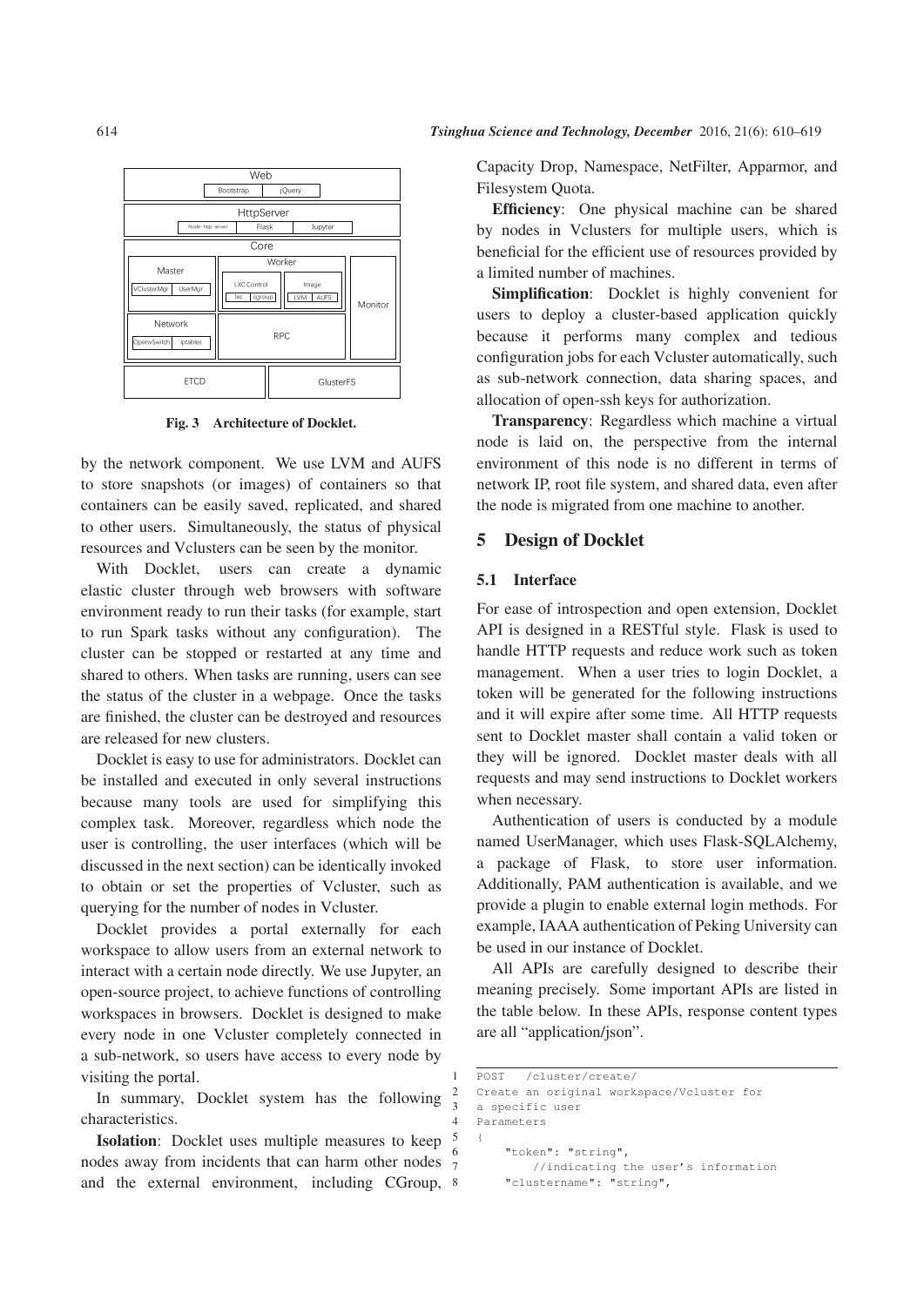Web
Bootstrap
jQuery
HttpServer
Node-http-server
Flask
Jupyter
Core
Master
VClusterMgr
UserMgr
Worker
LXC Control
lxc
cgroup
Image
LVM
AUFS
Monitor
Network
OpenvSwitch
iptables
RPC
ETCD
GlusterFS

**Fig. 3 Architecture of Docklet.**

by the network component. We use LVM and AUFS to store snapshots (or images) of containers so that containers can be easily saved, replicated, and shared to other users. Simultaneously, the status of physical resources and Vclusters can be seen by the monitor.

With Docklet, users can create a dynamic elastic cluster through web browsers with software environment ready to run their tasks (for example, start to run Spark tasks without any configuration). The cluster can be stopped or restarted at any time and shared to others. When tasks are running, users can see the status of the cluster in a webpage. Once the tasks are finished, the cluster can be destroyed and resources are released for new clusters.

Docklet is easy to use for administrators. Docklet can be installed and executed in only several instructions because many tools are used for simplifying this complex task. Moreover, regardless which node the user is controlling, the user interfaces (which will be discussed in the next section) can be identically invoked to obtain or set the properties of Vcluster, such as querying for the number of nodes in Vcluster.

Docklet provides a portal externally for each workspace to allow users from an external network to interact with a certain node directly. We use Jupyter, an open-source project, to achieve functions of controlling workspaces in browsers. Docklet is designed to make every node in one Vcluster completely connected in a sub-network, so users have access to every node by visiting the portal.

In summary, Docklet system has the following characteristics.

**Isolation**: Docklet uses multiple measures to keep nodes away from incidents that can harm other nodes and the external environment, including CGroup, Capacity Drop, Namespace, NetFilter, Apparmor, and Filesystem Quota.

**Efficiency**: One physical machine can be shared by nodes in Vclusters for multiple users, which is beneficial for the efficient use of resources provided by a limited number of machines.

**Simplification**: Docklet is highly convenient for users to deploy a cluster-based application quickly because it performs many complex and tedious configuration jobs for each Vcluster automatically, such as sub-network connection, data sharing spaces, and allocation of open-ssh keys for authorization.

**Transparency**: Regardless which machine a virtual node is laid on, the perspective from the internal environment of this node is no different in terms of network IP, root file system, and shared data, even after the node is migrated from one machine to another.

## 5 Design of Docklet

### 5.1 Interface

For ease of introspection and open extension, Docklet API is designed in a RESTful style. Flask is used to handle HTTP requests and reduce work such as token management. When a user tries to login Docklet, a token will be generated for the following instructions and it will expire after some time. All HTTP requests sent to Docklet master shall contain a valid token or they will be ignored. Docklet master deals with all requests and may send instructions to Docklet workers when necessary.

Authentication of users is conducted by a module named UserManager, which uses Flask-SQLAlchemy, a package of Flask, to store user information. Additionally, PAM authentication is available, and we provide a plugin to enable external login methods. For example, IAAA authentication of Peking University can be used in our instance of Docklet.

All APIs are carefully designed to describe their meaning precisely. Some important APIs are listed in the table below. In these APIs, response content types are all "application/json".

```
1  POST   /cluster/create/
2  Create an original workspace/Vcluster for
3  a specific user
4  Parameters
5  {
6      "token": "string",
           //indicating the user's information
7      "clustername": "string",
```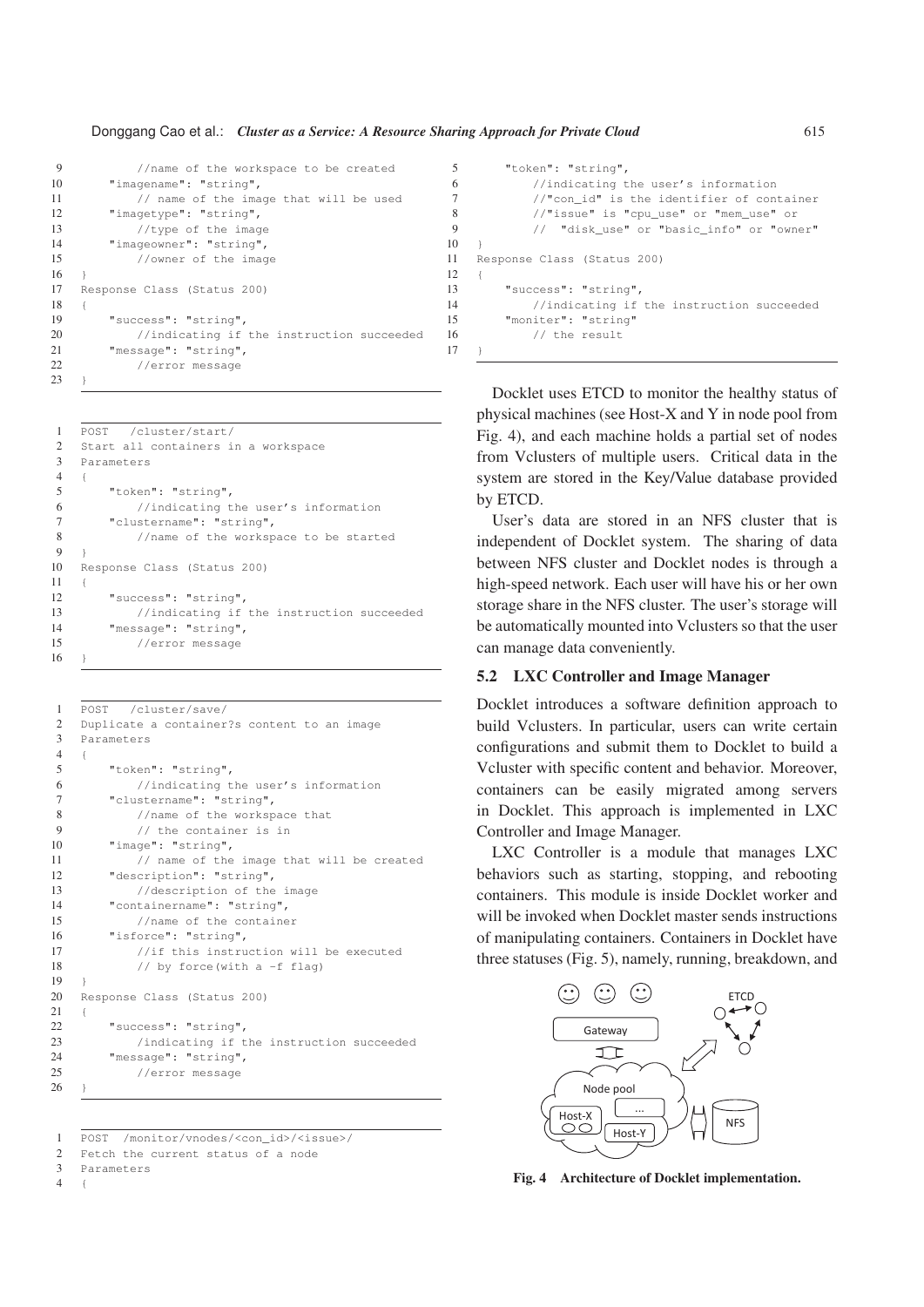```
9           //name of the workspace to be created
10      "imagename": "string",
11          // name of the image that will be used
12      "imagetype": "string",
13          //type of the image
14      "imageowner": "string",
15          //owner of the image
16  }
17  Response Class (Status 200)
18  {
19      "success": "string",
20          //indicating if the instruction succeeded
21      "message": "string",
22          //error message
23  }
```

```
1   POST   /cluster/start/
2   Start all containers in a workspace
3   Parameters
4   {
5       "token": "string",
6           //indicating the user's information
7       "clustername": "string",
8           //name of the workspace to be started
9   }
10  Response Class (Status 200)
11  {
12      "success": "string",
13          //indicating if the instruction succeeded
14      "message": "string",
15          //error message
16  }
```

```
1   POST   /cluster/save/
2   Duplicate a container?s content to an image
3   Parameters
4   {
5       "token": "string",
6           //indicating the user's information
7       "clustername": "string",
8           //name of the workspace that
9           // the container is in
10      "image": "string",
11          // name of the image that will be created
12      "description": "string",
13          //description of the image
14      "containername": "string",
15          //name of the container
16      "isforce": "string",
17          //if this instruction will be executed
18          // by force(with a -f flag)
19  }
20  Response Class (Status 200)
21  {
22      "success": "string",
23          /indicating if the instruction succeeded
24      "message": "string",
25          //error message
26  }
```

```
1   POST   /monitor/vnodes/<con_id>/<issue>/
2   Fetch the current status of a node
3   Parameters
4   {
5       "token": "string",
6           //indicating the user's information
7           //"con_id" is the identifier of container
8           //"issue" is "cpu_use" or "mem_use" or
9           //  "disk_use" or "basic_info" or "owner"
10  }
11  Response Class (Status 200)
12  {
13      "success": "string",
14          //indicating if the instruction succeeded
15      "moniter": "string"
16          // the result
17  }
```

Docklet uses ETCD to monitor the healthy status of physical machines (see Host-X and Y in node pool from Fig. 4), and each machine holds a partial set of nodes from Vclusters of multiple users. Critical data in the system are stored in the Key/Value database provided by ETCD.

User's data are stored in an NFS cluster that is independent of Docklet system. The sharing of data between NFS cluster and Docklet nodes is through a high-speed network. Each user will have his or her own storage share in the NFS cluster. The user's storage will be automatically mounted into Vclusters so that the user can manage data conveniently.

### 5.2 LXC Controller and Image Manager

Docklet introduces a software definition approach to build Vclusters. In particular, users can write certain configurations and submit them to Docklet to build a Vcluster with specific content and behavior. Moreover, containers can be easily migrated among servers in Docklet. This approach is implemented in LXC Controller and Image Manager.

LXC Controller is a module that manages LXC behaviors such as starting, stopping, and rebooting containers. This module is inside Docklet worker and will be invoked when Docklet master sends instructions of manipulating containers. Containers in Docklet have three statuses (Fig. 5), namely, running, breakdown, and

ETCD
Gateway
Node pool
Host-X
...
Host-Y
NFS

**Fig. 4 Architecture of Docklet implementation.**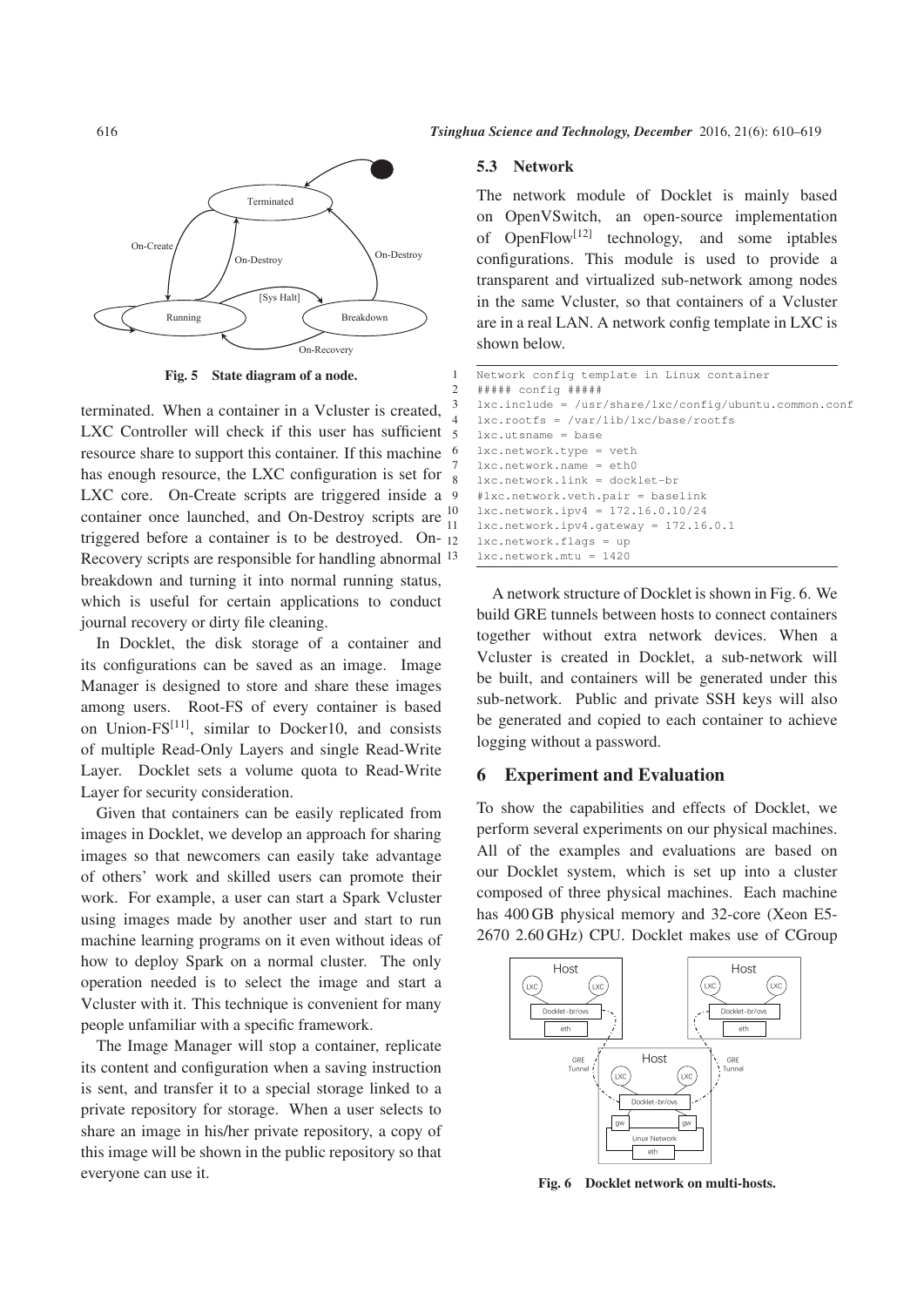Terminated

On-Create

On-Destroy

On-Destroy

[Sys Halt]

Running

Breakdown

On-Recovery

**Fig. 5 State diagram of a node.**

terminated. When a container in a Vcluster is created, LXC Controller will check if this user has sufficient resource share to support this container. If this machine has enough resource, the LXC configuration is set for LXC core. On-Create scripts are triggered inside a container once launched, and On-Destroy scripts are triggered before a container is to be destroyed. On-Recovery scripts are responsible for handling abnormal breakdown and turning it into normal running status, which is useful for certain applications to conduct journal recovery or dirty file cleaning.

In Docklet, the disk storage of a container and its configurations can be saved as an image. Image Manager is designed to store and share these images among users. Root-FS of every container is based on Union-FS[11], similar to Docker10, and consists of multiple Read-Only Layers and single Read-Write Layer. Docklet sets a volume quota to Read-Write Layer for security consideration.

Given that containers can be easily replicated from images in Docklet, we develop an approach for sharing images so that newcomers can easily take advantage of others' work and skilled users can promote their work. For example, a user can start a Spark Vcluster using images made by another user and start to run machine learning programs on it even without ideas of how to deploy Spark on a normal cluster. The only operation needed is to select the image and start a Vcluster with it. This technique is convenient for many people unfamiliar with a specific framework.

The Image Manager will stop a container, replicate its content and configuration when a saving instruction is sent, and transfer it to a special storage linked to a private repository for storage. When a user selects to share an image in his/her private repository, a copy of this image will be shown in the public repository so that everyone can use it.

### 5.3 Network

The network module of Docklet is mainly based on OpenVSwitch, an open-source implementation of OpenFlow[12] technology, and some iptables configurations. This module is used to provide a transparent and virtualized sub-network among nodes in the same Vcluster, so that containers of a Vcluster are in a real LAN. A network config template in LXC is shown below.

```
1  Network config template in Linux container
2  ##### config #####
3  lxc.include = /usr/share/lxc/config/ubuntu.common.conf
4  lxc.rootfs = /var/lib/lxc/base/rootfs
5  lxc.utsname = base
6  lxc.network.type = veth
7  lxc.network.name = eth0
8  lxc.network.link = docklet-br
9  #lxc.network.veth.pair = baselink
10 lxc.network.ipv4 = 172.16.0.10/24
11 lxc.network.ipv4.gateway = 172.16.0.1
12 lxc.network.flags = up
13 lxc.network.mtu = 1420
```

A network structure of Docklet is shown in Fig. 6. We build GRE tunnels between hosts to connect containers together without extra network devices. When a Vcluster is created in Docklet, a sub-network will be built, and containers will be generated under this sub-network. Public and private SSH keys will also be generated and copied to each container to achieve logging without a password.

## 6 Experiment and Evaluation

To show the capabilities and effects of Docklet, we perform several experiments on our physical machines. All of the examples and evaluations are based on our Docklet system, which is set up into a cluster composed of three physical machines. Each machine has 400 GB physical memory and 32-core (Xeon E5-2670 2.60 GHz) CPU. Docklet makes use of CGroup

Host LXC LXC Docklet-br/ovs eth

Host LXC LXC Docklet-br/ovs eth

GRE Tunnel

Host LXC LXC Docklet-br/ovs gw gw Linux Network eth

GRE Tunnel

**Fig. 6 Docklet network on multi-hosts.**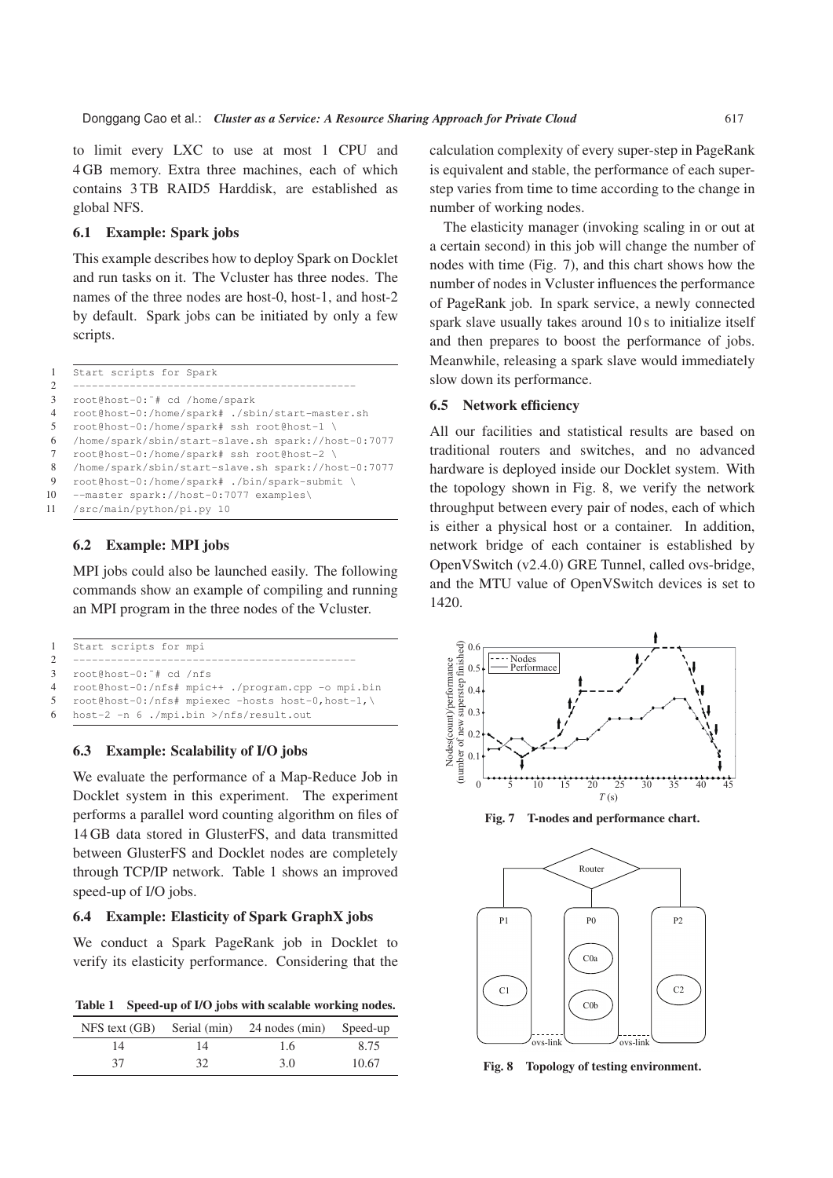to limit every LXC to use at most 1 CPU and 4 GB memory. Extra three machines, each of which contains 3 TB RAID5 Harddisk, are established as global NFS.

### 6.1 Example: Spark jobs

This example describes how to deploy Spark on Docklet and run tasks on it. The Vcluster has three nodes. The names of the three nodes are host-0, host-1, and host-2 by default. Spark jobs can be initiated by only a few scripts.

```
1   Start scripts for Spark
2   --------------------------------------------
3   root@host-0:~# cd /home/spark
4   root@host-0:/home/spark# ./sbin/start-master.sh
5   root@host-0:/home/spark# ssh root@host-1 \
6   /home/spark/sbin/start-slave.sh spark://host-0:7077
7   root@host-0:/home/spark# ssh root@host-2 \
8   /home/spark/sbin/start-slave.sh spark://host-0:7077
9   root@host-0:/home/spark# ./bin/spark-submit \
10  --master spark://host-0:7077 examples\
11  /src/main/python/pi.py 10
```

### 6.2 Example: MPI jobs

MPI jobs could also be launched easily. The following commands show an example of compiling and running an MPI program in the three nodes of the Vcluster.

```
1   Start scripts for mpi
2   --------------------------------------------
3   root@host-0:~# cd /nfs
4   root@host-0:/nfs# mpic++ ./program.cpp -o mpi.bin
5   root@host-0:/nfs# mpiexec -hosts host-0,host-1,\
6   host-2 -n 6 ./mpi.bin >/nfs/result.out
```

### 6.3 Example: Scalability of I/O jobs

We evaluate the performance of a Map-Reduce Job in Docklet system in this experiment. The experiment performs a parallel word counting algorithm on files of 14 GB data stored in GlusterFS, and data transmitted between GlusterFS and Docklet nodes are completely through TCP/IP network. Table 1 shows an improved speed-up of I/O jobs.

### 6.4 Example: Elasticity of Spark GraphX jobs

We conduct a Spark PageRank job in Docklet to verify its elasticity performance. Considering that the calculation complexity of every super-step in PageRank is equivalent and stable, the performance of each super-step varies from time to time according to the change in number of working nodes.

**Table 1 Speed-up of I/O jobs with scalable working nodes.**

| NFS text (GB) | Serial (min) | 24 nodes (min) | Speed-up |
|---|---|---|---|
| 14 | 14 | 1.6 | 8.75 |
| 37 | 32 | 3.0 | 10.67 |

The elasticity manager (invoking scaling in or out at a certain second) in this job will change the number of nodes with time (Fig. 7), and this chart shows how the number of nodes in Vcluster influences the performance of PageRank job. In spark service, a newly connected spark slave usually takes around 10 s to initialize itself and then prepares to boost the performance of jobs. Meanwhile, releasing a spark slave would immediately slow down its performance.

### 6.5 Network efficiency

All our facilities and statistical results are based on traditional routers and switches, and no advanced hardware is deployed inside our Docklet system. With the topology shown in Fig. 8, we verify the network throughput between every pair of nodes, each of which is either a physical host or a container. In addition, network bridge of each container is established by OpenVSwitch (v2.4.0) GRE Tunnel, called ovs-bridge, and the MTU value of OpenVSwitch devices is set to 1420.

Nodes(count)/performance (number of new superstep finished)
Nodes
Performace
0.6
0.5
0.4
0.3
0.2
0.1
0 5 10 15 20 25 30 35 40 45
$T$ (s)

**Fig. 7 T-nodes and performance chart.**

Router
P1
P0
P2
C0a
C1
C0b
C2
ovs-link
ovs-link

**Fig. 8 Topology of testing environment.**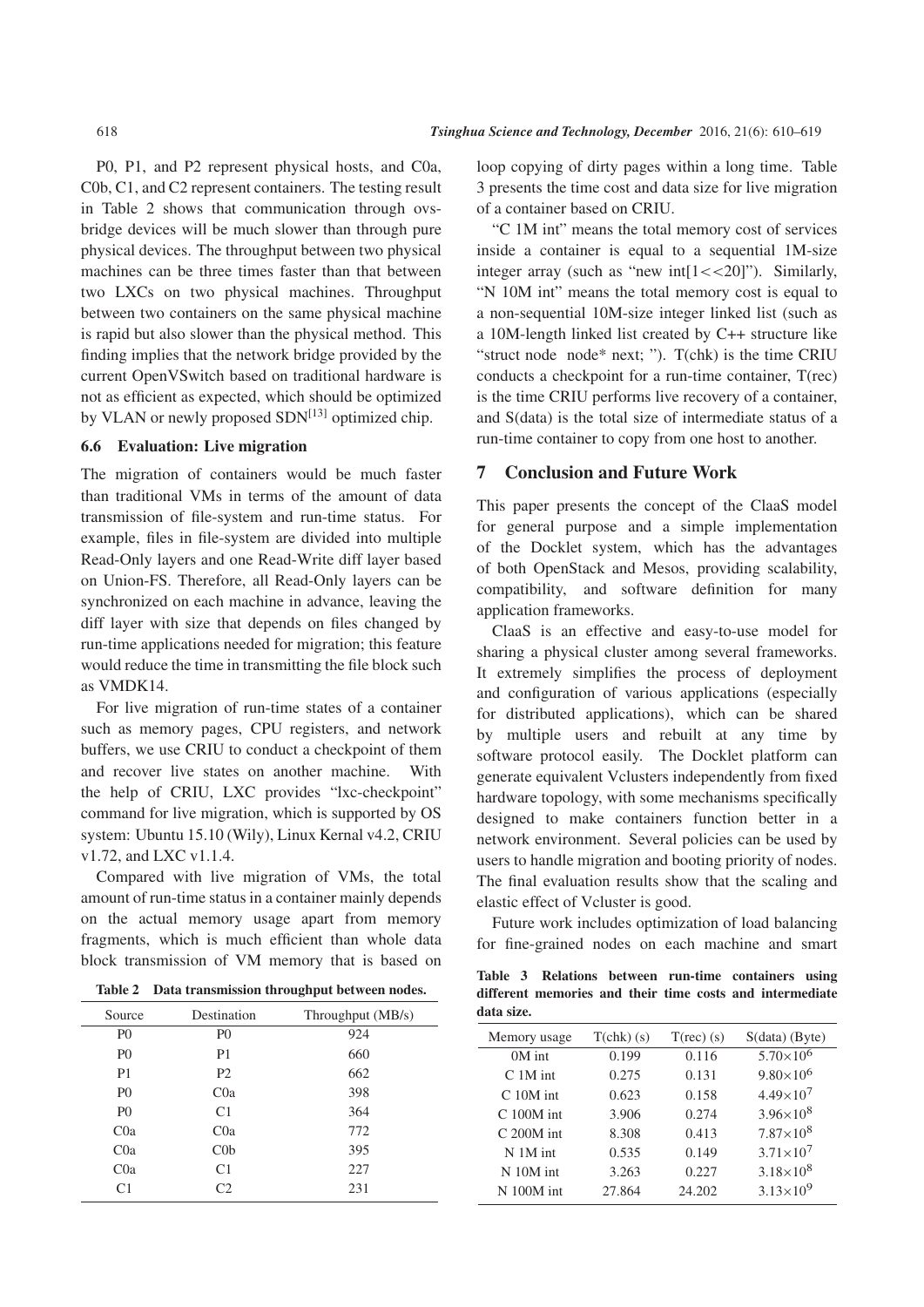P0, P1, and P2 represent physical hosts, and C0a, C0b, C1, and C2 represent containers. The testing result in Table 2 shows that communication through ovs-bridge devices will be much slower than through pure physical devices. The throughput between two physical machines can be three times faster than that between two LXCs on two physical machines. Throughput between two containers on the same physical machine is rapid but also slower than the physical method. This finding implies that the network bridge provided by the current OpenVSwitch based on traditional hardware is not as efficient as expected, which should be optimized by VLAN or newly proposed SDN[13] optimized chip.

### 6.6 Evaluation: Live migration

The migration of containers would be much faster than traditional VMs in terms of the amount of data transmission of file-system and run-time status. For example, files in file-system are divided into multiple Read-Only layers and one Read-Write diff layer based on Union-FS. Therefore, all Read-Only layers can be synchronized on each machine in advance, leaving the diff layer with size that depends on files changed by run-time applications needed for migration; this feature would reduce the time in transmitting the file block such as VMDK14.

For live migration of run-time states of a container such as memory pages, CPU registers, and network buffers, we use CRIU to conduct a checkpoint of them and recover live states on another machine. With the help of CRIU, LXC provides "lxc-checkpoint" command for live migration, which is supported by OS system: Ubuntu 15.10 (Wily), Linux Kernal v4.2, CRIU v1.72, and LXC v1.1.4.

Compared with live migration of VMs, the total amount of run-time status in a container mainly depends on the actual memory usage apart from memory fragments, which is much efficient than whole data block transmission of VM memory that is based on loop copying of dirty pages within a long time. Table 3 presents the time cost and data size for live migration of a container based on CRIU.

**Table 2 Data transmission throughput between nodes.**

| Source | Destination | Throughput (MB/s) |
|---|---|---|
| P0 | P0 | 924 |
| P0 | P1 | 660 |
| P1 | P2 | 662 |
| P0 | C0a | 398 |
| P0 | C1 | 364 |
| C0a | C0a | 772 |
| C0a | C0b | 395 |
| C0a | C1 | 227 |
| C1 | C2 | 231 |

"C 1M int" means the total memory cost of services inside a container is equal to a sequential 1M-size integer array (such as "new int[1<<20]"). Similarly, "N 10M int" means the total memory cost is equal to a non-sequential 10M-size integer linked list (such as a 10M-length linked list created by C++ structure like "struct node node* next; "). T(chk) is the time CRIU conducts a checkpoint for a run-time container, T(rec) is the time CRIU performs live recovery of a container, and S(data) is the total size of intermediate status of a run-time container to copy from one host to another.

## 7 Conclusion and Future Work

This paper presents the concept of the ClaaS model for general purpose and a simple implementation of the Docklet system, which has the advantages of both OpenStack and Mesos, providing scalability, compatibility, and software definition for many application frameworks.

ClaaS is an effective and easy-to-use model for sharing a physical cluster among several frameworks. It extremely simplifies the process of deployment and configuration of various applications (especially for distributed applications), which can be shared by multiple users and rebuilt at any time by software protocol easily. The Docklet platform can generate equivalent Vclusters independently from fixed hardware topology, with some mechanisms specifically designed to make containers function better in a network environment. Several policies can be used by users to handle migration and booting priority of nodes. The final evaluation results show that the scaling and elastic effect of Vcluster is good.

Future work includes optimization of load balancing for fine-grained nodes on each machine and smart

**Table 3 Relations between run-time containers using different memories and their time costs and intermediate data size.**

| Memory usage | T(chk) (s) | T(rec) (s) | S(data) (Byte) |
|---|---|---|---|
| 0M int | 0.199 | 0.116 | $5.70\times10^6$ |
| C 1M int | 0.275 | 0.131 | $9.80\times10^6$ |
| C 10M int | 0.623 | 0.158 | $4.49\times10^7$ |
| C 100M int | 3.906 | 0.274 | $3.96\times10^8$ |
| C 200M int | 8.308 | 0.413 | $7.87\times10^8$ |
| N 1M int | 0.535 | 0.149 | $3.71\times10^7$ |
| N 10M int | 3.263 | 0.227 | $3.18\times10^8$ |
| N 100M int | 27.864 | 24.202 | $3.13\times10^9$ |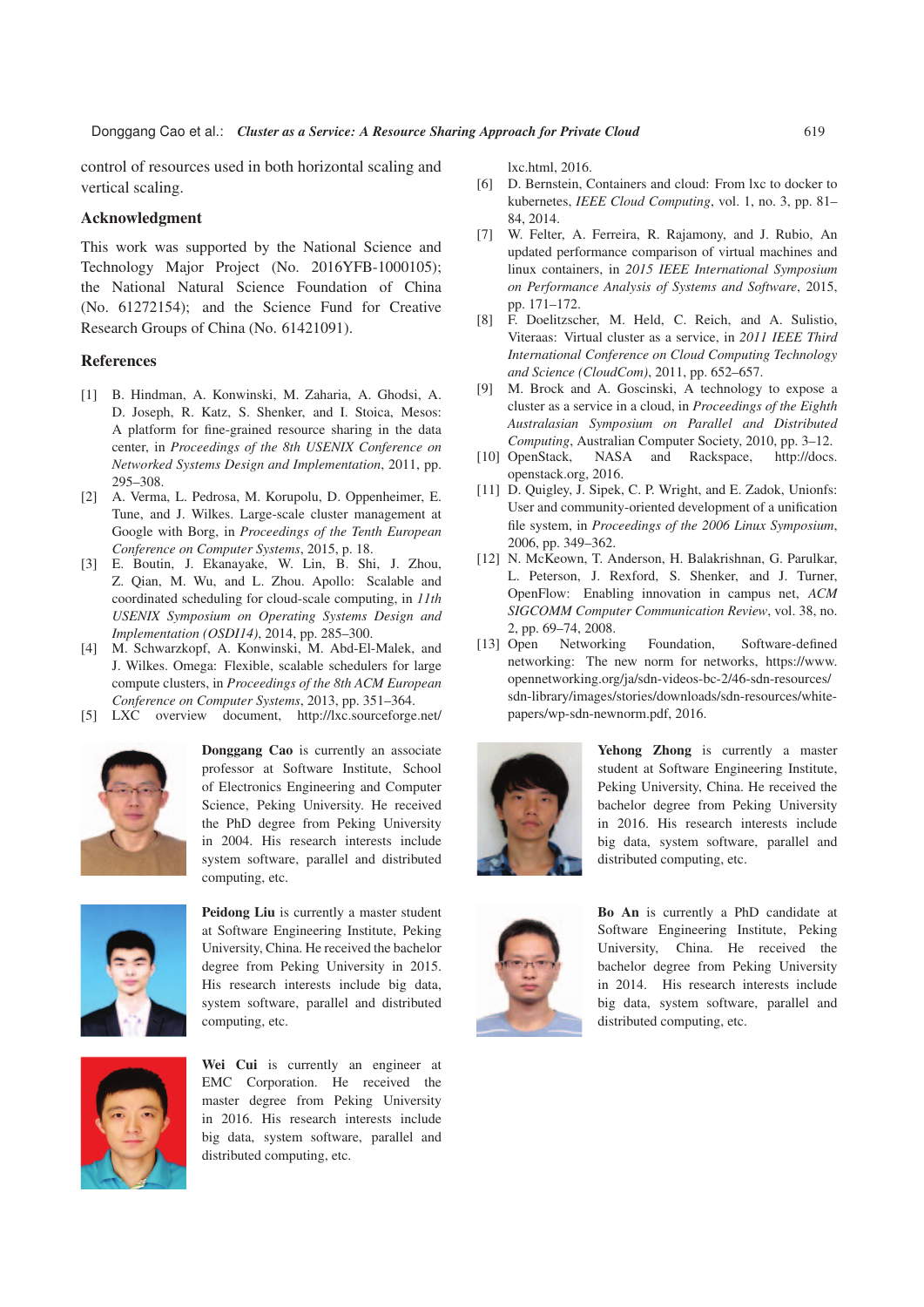control of resources used in both horizontal scaling and vertical scaling.

## Acknowledgment

This work was supported by the National Science and Technology Major Project (No. 2016YFB-1000105); the National Natural Science Foundation of China (No. 61272154); and the Science Fund for Creative Research Groups of China (No. 61421091).

## References

[1] B. Hindman, A. Konwinski, M. Zaharia, A. Ghodsi, A. D. Joseph, R. Katz, S. Shenker, and I. Stoica, Mesos: A platform for fine-grained resource sharing in the data center, in *Proceedings of the 8th USENIX Conference on Networked Systems Design and Implementation*, 2011, pp. 295–308.

[2] A. Verma, L. Pedrosa, M. Korupolu, D. Oppenheimer, E. Tune, and J. Wilkes. Large-scale cluster management at Google with Borg, in *Proceedings of the Tenth European Conference on Computer Systems*, 2015, p. 18.

[3] E. Boutin, J. Ekanayake, W. Lin, B. Shi, J. Zhou, Z. Qian, M. Wu, and L. Zhou. Apollo: Scalable and coordinated scheduling for cloud-scale computing, in *11th USENIX Symposium on Operating Systems Design and Implementation (OSDI14)*, 2014, pp. 285–300.

[4] M. Schwarzkopf, A. Konwinski, M. Abd-El-Malek, and J. Wilkes. Omega: Flexible, scalable schedulers for large compute clusters, in *Proceedings of the 8th ACM European Conference on Computer Systems*, 2013, pp. 351–364.

[5] LXC overview document, http://lxc.sourceforge.net/lxc.html, 2016.

[6] D. Bernstein, Containers and cloud: From lxc to docker to kubernetes, *IEEE Cloud Computing*, vol. 1, no. 3, pp. 81–84, 2014.

[7] W. Felter, A. Ferreira, R. Rajamony, and J. Rubio, An updated performance comparison of virtual machines and linux containers, in *2015 IEEE International Symposium on Performance Analysis of Systems and Software*, 2015, pp. 171–172.

[8] F. Doelitzscher, M. Held, C. Reich, and A. Sulistio, Viteraas: Virtual cluster as a service, in *2011 IEEE Third International Conference on Cloud Computing Technology and Science (CloudCom)*, 2011, pp. 652–657.

[9] M. Brock and A. Goscinski, A technology to expose a cluster as a service in a cloud, in *Proceedings of the Eighth Australasian Symposium on Parallel and Distributed Computing*, Australian Computer Society, 2010, pp. 3–12.

[10] OpenStack, NASA and Rackspace, http://docs.openstack.org, 2016.

[11] D. Quigley, J. Sipek, C. P. Wright, and E. Zadok, Unionfs: User and community-oriented development of a unification file system, in *Proceedings of the 2006 Linux Symposium*, 2006, pp. 349–362.

[12] N. McKeown, T. Anderson, H. Balakrishnan, G. Parulkar, L. Peterson, J. Rexford, S. Shenker, and J. Turner, OpenFlow: Enabling innovation in campus net, *ACM SIGCOMM Computer Communication Review*, vol. 38, no. 2, pp. 69–74, 2008.

[13] Open Networking Foundation, Software-defined networking: The new norm for networks, https://www.opennetworking.org/ja/sdn-videos-bc-2/46-sdn-resources/sdn-library/images/stories/downloads/sdn-resources/white-papers/wp-sdn-newnorm.pdf, 2016.

**Donggang Cao** is currently an associate professor at Software Institute, School of Electronics Engineering and Computer Science, Peking University. He received the PhD degree from Peking University in 2004. His research interests include system software, parallel and distributed computing, etc.

**Peidong Liu** is currently a master student at Software Engineering Institute, Peking University, China. He received the bachelor degree from Peking University in 2015. His research interests include big data, system software, parallel and distributed computing, etc.

**Wei Cui** is currently an engineer at EMC Corporation. He received the master degree from Peking University in 2016. His research interests include big data, system software, parallel and distributed computing, etc.

**Yehong Zhong** is currently a master student at Software Engineering Institute, Peking University, China. He received the bachelor degree from Peking University in 2016. His research interests include big data, system software, parallel and distributed computing, etc.

**Bo An** is currently a PhD candidate at Software Engineering Institute, Peking University, China. He received the bachelor degree from Peking University in 2014. His research interests include big data, system software, parallel and distributed computing, etc.